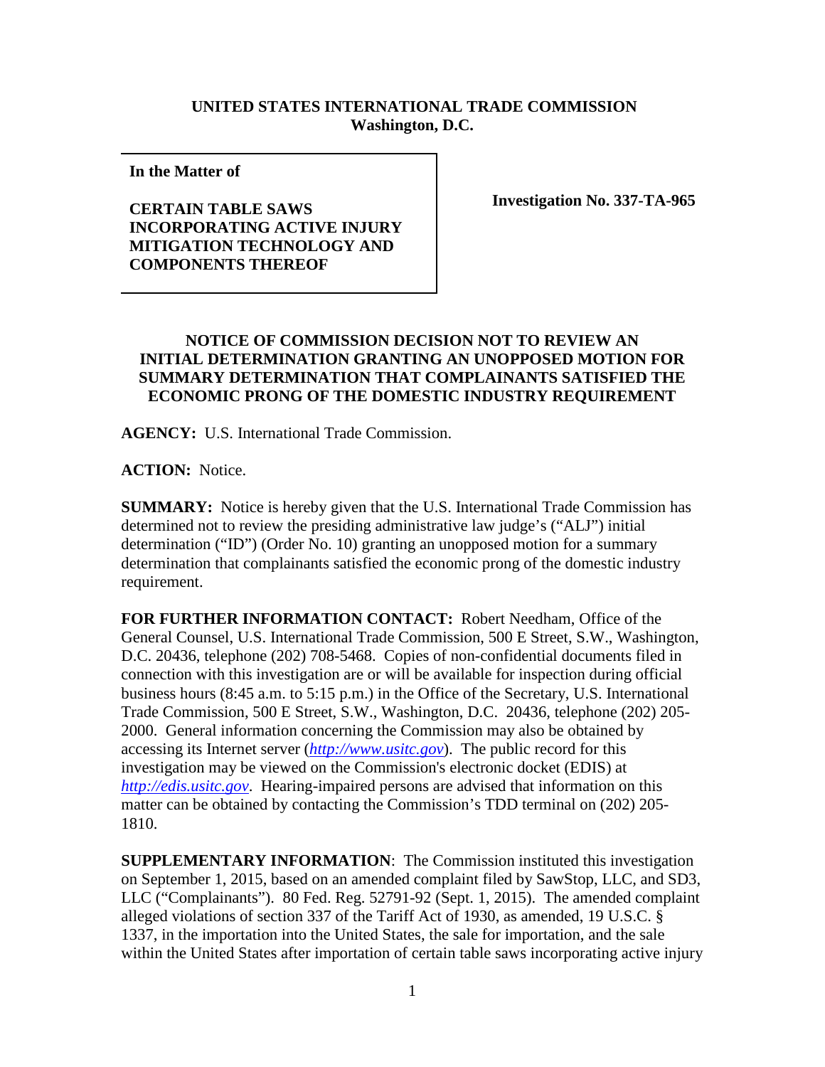**UNITED STATES INTERNATIONAL TRADE COMMISSION**
**Washington, D.C.**

**In the Matter of**

**CERTAIN TABLE SAWS INCORPORATING ACTIVE INJURY MITIGATION TECHNOLOGY AND COMPONENTS THEREOF**

**Investigation No. 337-TA-965**

## NOTICE OF COMMISSION DECISION NOT TO REVIEW AN INITIAL DETERMINATION GRANTING AN UNOPPOSED MOTION FOR SUMMARY DETERMINATION THAT COMPLAINANTS SATISFIED THE ECONOMIC PRONG OF THE DOMESTIC INDUSTRY REQUIREMENT

**AGENCY:** U.S. International Trade Commission.

**ACTION:** Notice.

**SUMMARY:** Notice is hereby given that the U.S. International Trade Commission has determined not to review the presiding administrative law judge's ("ALJ") initial determination ("ID") (Order No. 10) granting an unopposed motion for a summary determination that complainants satisfied the economic prong of the domestic industry requirement.

**FOR FURTHER INFORMATION CONTACT:** Robert Needham, Office of the General Counsel, U.S. International Trade Commission, 500 E Street, S.W., Washington, D.C. 20436, telephone (202) 708-5468. Copies of non-confidential documents filed in connection with this investigation are or will be available for inspection during official business hours (8:45 a.m. to 5:15 p.m.) in the Office of the Secretary, U.S. International Trade Commission, 500 E Street, S.W., Washington, D.C. 20436, telephone (202) 205-2000. General information concerning the Commission may also be obtained by accessing its Internet server (*http://www.usitc.gov*). The public record for this investigation may be viewed on the Commission's electronic docket (EDIS) at *http://edis.usitc.gov*. Hearing-impaired persons are advised that information on this matter can be obtained by contacting the Commission's TDD terminal on (202) 205-1810.

**SUPPLEMENTARY INFORMATION**: The Commission instituted this investigation on September 1, 2015, based on an amended complaint filed by SawStop, LLC, and SD3, LLC ("Complainants"). 80 Fed. Reg. 52791-92 (Sept. 1, 2015). The amended complaint alleged violations of section 337 of the Tariff Act of 1930, as amended, 19 U.S.C. § 1337, in the importation into the United States, the sale for importation, and the sale within the United States after importation of certain table saws incorporating active injury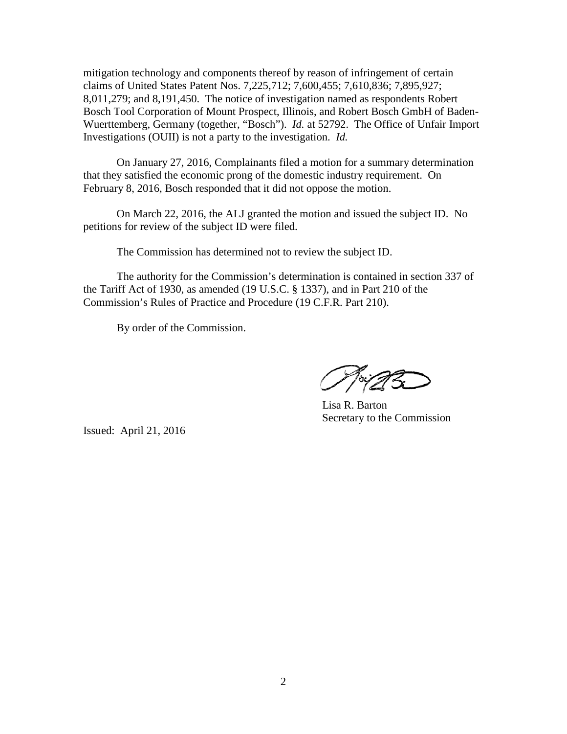mitigation technology and components thereof by reason of infringement of certain claims of United States Patent Nos. 7,225,712; 7,600,455; 7,610,836; 7,895,927; 8,011,279; and 8,191,450. The notice of investigation named as respondents Robert Bosch Tool Corporation of Mount Prospect, Illinois, and Robert Bosch GmbH of Baden-Wuerttemberg, Germany (together, "Bosch"). *Id.* at 52792. The Office of Unfair Import Investigations (OUII) is not a party to the investigation. *Id.*

On January 27, 2016, Complainants filed a motion for a summary determination that they satisfied the economic prong of the domestic industry requirement. On February 8, 2016, Bosch responded that it did not oppose the motion.

On March 22, 2016, the ALJ granted the motion and issued the subject ID. No petitions for review of the subject ID were filed.

The Commission has determined not to review the subject ID.

The authority for the Commission's determination is contained in section 337 of the Tariff Act of 1930, as amended (19 U.S.C. § 1337), and in Part 210 of the Commission's Rules of Practice and Procedure (19 C.F.R. Part 210).

By order of the Commission.

Lisa R. Barton
Secretary to the Commission

Issued: April 21, 2016